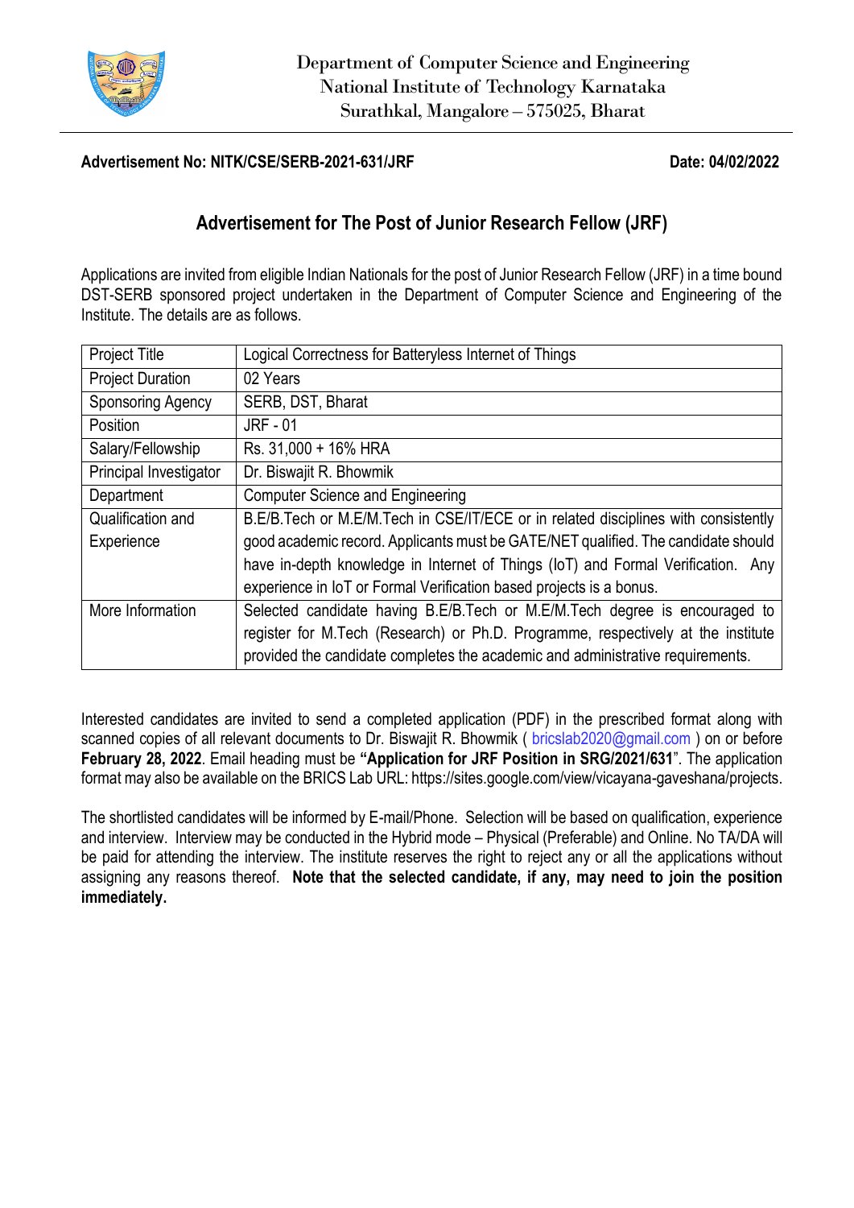Department of Computer Science and Engineering
National Institute of Technology Karnataka
Surathkal, Mangalore – 575025, Bharat

**Advertisement No: NITK/CSE/SERB-2021-631/JRF** **Date: 04/02/2022**

## Advertisement for The Post of Junior Research Fellow (JRF)

Applications are invited from eligible Indian Nationals for the post of Junior Research Fellow (JRF) in a time bound DST-SERB sponsored project undertaken in the Department of Computer Science and Engineering of the Institute. The details are as follows.

| Project Title | Logical Correctness for Batteryless Internet of Things |
|---|---|
| Project Duration | 02 Years |
| Sponsoring Agency | SERB, DST, Bharat |
| Position | JRF - 01 |
| Salary/Fellowship | Rs. 31,000 + 16% HRA |
| Principal Investigator | Dr. Biswajit R. Bhowmik |
| Department | Computer Science and Engineering |
| Qualification and Experience | B.E/B.Tech or M.E/M.Tech in CSE/IT/ECE or in related disciplines with consistently good academic record. Applicants must be GATE/NET qualified. The candidate should have in-depth knowledge in Internet of Things (IoT) and Formal Verification. Any experience in IoT or Formal Verification based projects is a bonus. |
| More Information | Selected candidate having B.E/B.Tech or M.E/M.Tech degree is encouraged to register for M.Tech (Research) or Ph.D. Programme, respectively at the institute provided the candidate completes the academic and administrative requirements. |

Interested candidates are invited to send a completed application (PDF) in the prescribed format along with scanned copies of all relevant documents to Dr. Biswajit R. Bhowmik ( bricslab2020@gmail.com ) on or before **February 28, 2022**. Email heading must be **"Application for JRF Position in SRG/2021/631**". The application format may also be available on the BRICS Lab URL: https://sites.google.com/view/vicayana-gaveshana/projects.

The shortlisted candidates will be informed by E-mail/Phone. Selection will be based on qualification, experience and interview. Interview may be conducted in the Hybrid mode – Physical (Preferable) and Online. No TA/DA will be paid for attending the interview. The institute reserves the right to reject any or all the applications without assigning any reasons thereof. **Note that the selected candidate, if any, may need to join the position immediately.**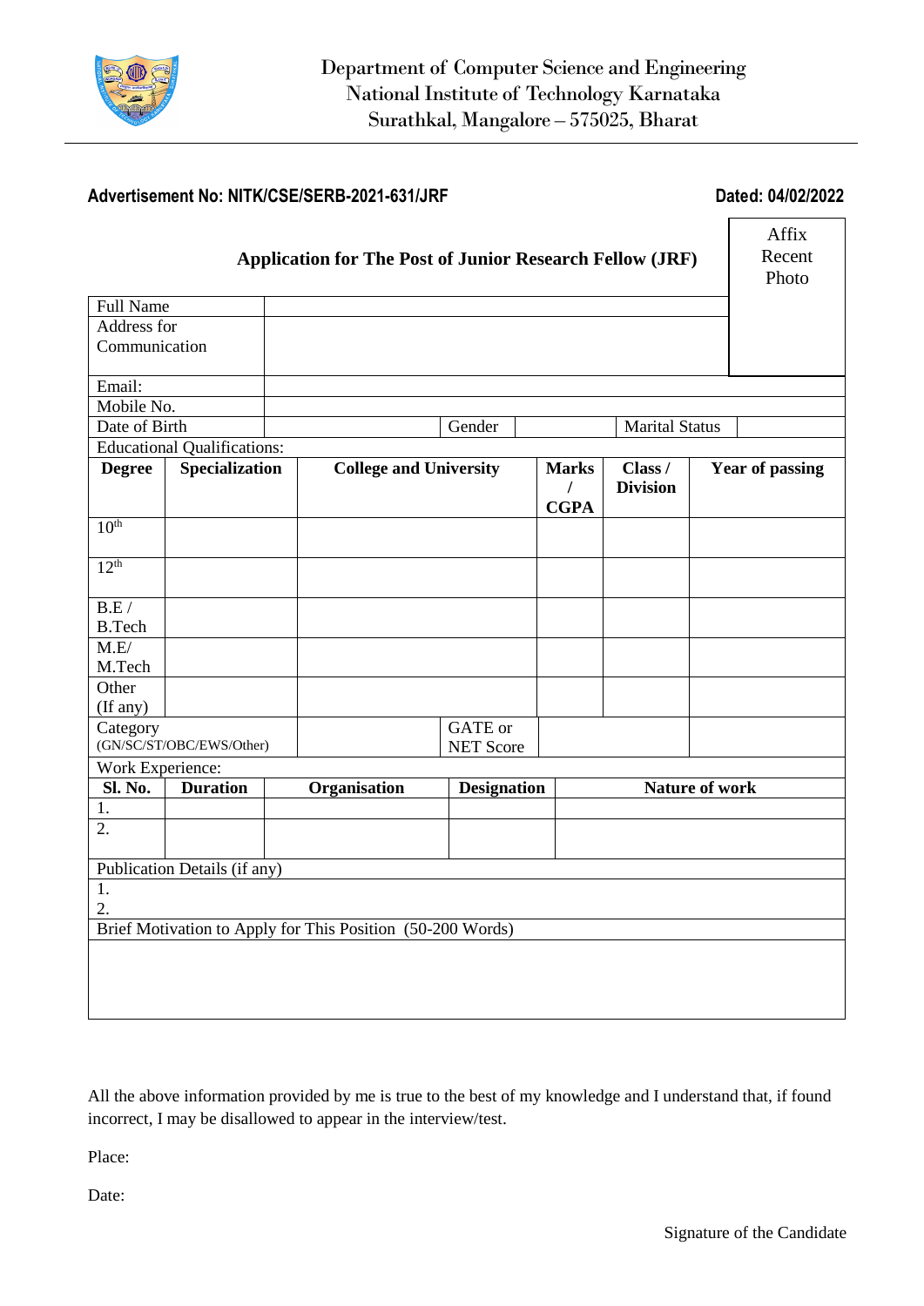Department of Computer Science and Engineering
National Institute of Technology Karnataka
Surathkal, Mangalore – 575025, Bharat

**Advertisement No: NITK/CSE/SERB-2021-631/JRF** **Dated: 04/02/2022**

## Application for The Post of Junior Research Fellow (JRF)

Affix Recent Photo

| | | | | | |
|---|---|---|---|---|---|
| Full Name | | | | | |
| Address for Communication | | | | | |
| Email: | | | | | |
| Mobile No. | | | | | |
| Date of Birth | | Gender | | Marital Status | |

Educational Qualifications:

| Degree | Specialization | College and University | Marks / CGPA | Class / Division | Year of passing |
|---|---|---|---|---|---|
| 10th | | | | | |
| 12th | | | | | |
| B.E / B.Tech | | | | | |
| M.E/ M.Tech | | | | | |
| Other (If any) | | | | | |

| | | | | |
|---|---|---|---|---|
| Category (GN/SC/ST/OBC/EWS/Other) | | GATE or NET Score | | |

Work Experience:

| Sl. No. | Duration | Organisation | Designation | Nature of work |
|---|---|---|---|---|
| 1. | | | | |
| 2. | | | | |

Publication Details (if any)

1.
2.

Brief Motivation to Apply for This Position (50-200 Words)

All the above information provided by me is true to the best of my knowledge and I understand that, if found incorrect, I may be disallowed to appear in the interview/test.

Place:

Date:

Signature of the Candidate